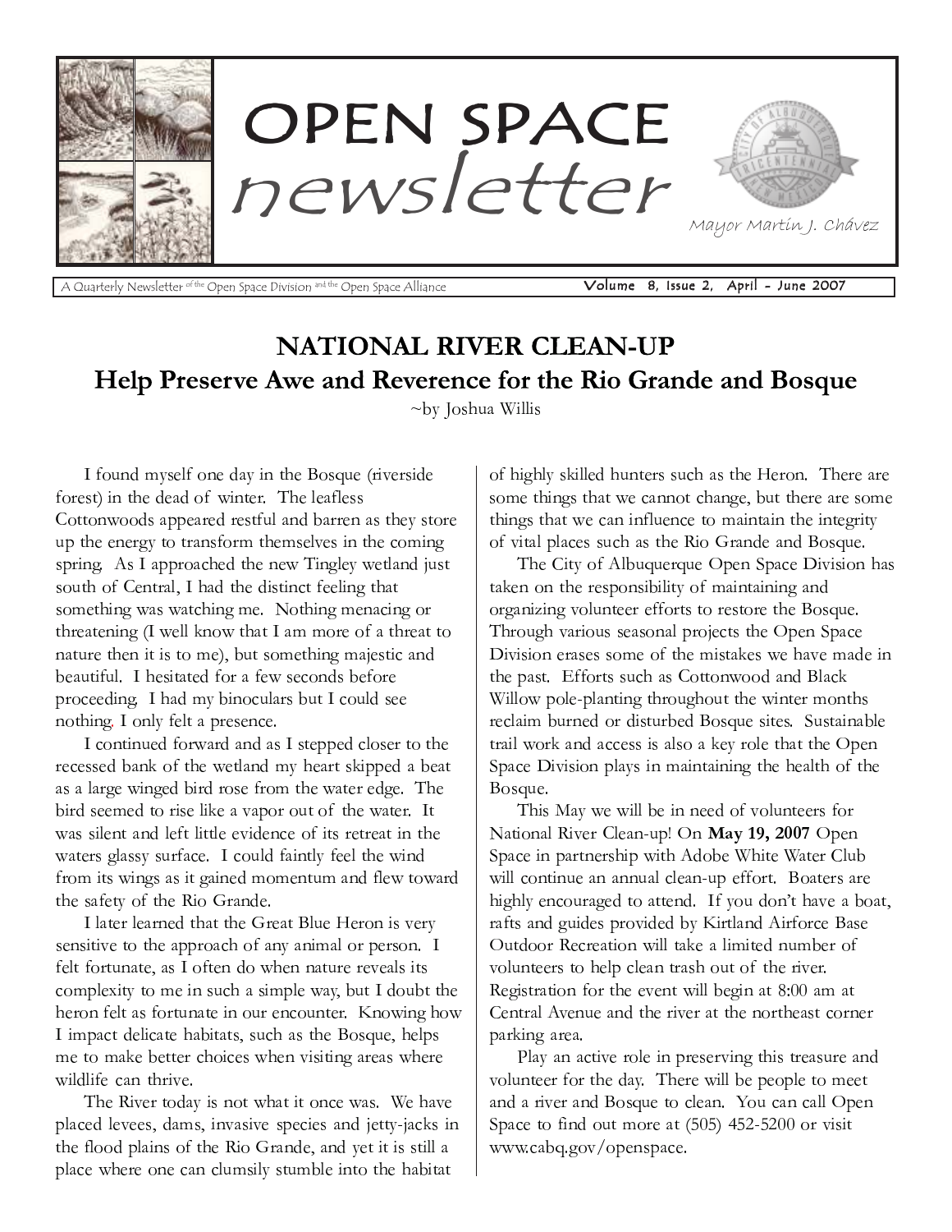# OPEN SPACE newsletter

Mayor Martin J. Chávez

A Quarterly Newsletter of the Open Space Division and the Open Space Alliance — Volume 8, Issue 2, April - June 2007

## NATIONAL RIVER CLEAN-UP
## Help Preserve Awe and Reverence for the Rio Grande and Bosque

~by Joshua Willis

I found myself one day in the Bosque (riverside forest) in the dead of winter. The leafless Cottonwoods appeared restful and barren as they store up the energy to transform themselves in the coming spring. As I approached the new Tingley wetland just south of Central, I had the distinct feeling that something was watching me. Nothing menacing or threatening (I well know that I am more of a threat to nature then it is to me), but something majestic and beautiful. I hesitated for a few seconds before proceeding. I had my binoculars but I could see nothing. I only felt a presence.

I continued forward and as I stepped closer to the recessed bank of the wetland my heart skipped a beat as a large winged bird rose from the water edge. The bird seemed to rise like a vapor out of the water. It was silent and left little evidence of its retreat in the waters glassy surface. I could faintly feel the wind from its wings as it gained momentum and flew toward the safety of the Rio Grande.

I later learned that the Great Blue Heron is very sensitive to the approach of any animal or person. I felt fortunate, as I often do when nature reveals its complexity to me in such a simple way, but I doubt the heron felt as fortunate in our encounter. Knowing how I impact delicate habitats, such as the Bosque, helps me to make better choices when visiting areas where wildlife can thrive.

The River today is not what it once was. We have placed levees, dams, invasive species and jetty-jacks in the flood plains of the Rio Grande, and yet it is still a place where one can clumsily stumble into the habitat of highly skilled hunters such as the Heron. There are some things that we cannot change, but there are some things that we can influence to maintain the integrity of vital places such as the Rio Grande and Bosque.

The City of Albuquerque Open Space Division has taken on the responsibility of maintaining and organizing volunteer efforts to restore the Bosque. Through various seasonal projects the Open Space Division erases some of the mistakes we have made in the past. Efforts such as Cottonwood and Black Willow pole-planting throughout the winter months reclaim burned or disturbed Bosque sites. Sustainable trail work and access is also a key role that the Open Space Division plays in maintaining the health of the Bosque.

This May we will be in need of volunteers for National River Clean-up! On **May 19, 2007** Open Space in partnership with Adobe White Water Club will continue an annual clean-up effort. Boaters are highly encouraged to attend. If you don't have a boat, rafts and guides provided by Kirtland Airforce Base Outdoor Recreation will take a limited number of volunteers to help clean trash out of the river. Registration for the event will begin at 8:00 am at Central Avenue and the river at the northeast corner parking area.

Play an active role in preserving this treasure and volunteer for the day. There will be people to meet and a river and Bosque to clean. You can call Open Space to find out more at (505) 452-5200 or visit www.cabq.gov/openspace.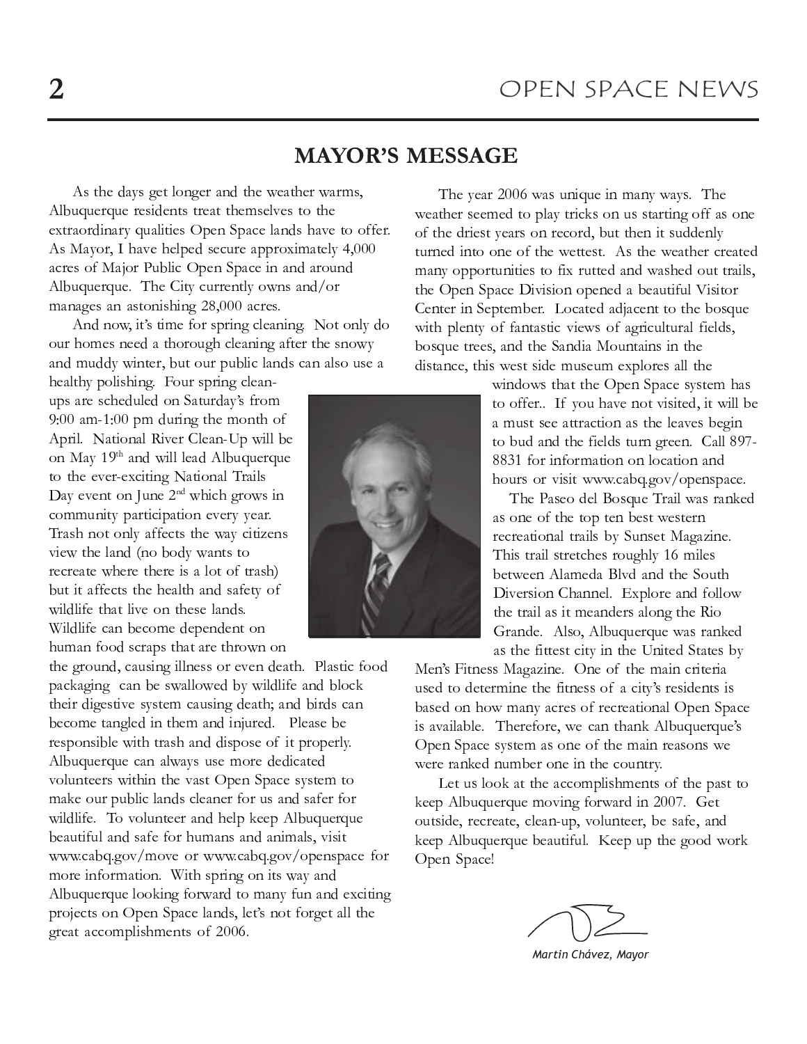## MAYOR'S MESSAGE

As the days get longer and the weather warms, Albuquerque residents treat themselves to the extraordinary qualities Open Space lands have to offer. As Mayor, I have helped secure approximately 4,000 acres of Major Public Open Space in and around Albuquerque. The City currently owns and/or manages an astonishing 28,000 acres.

And now, it's time for spring cleaning. Not only do our homes need a thorough cleaning after the snowy and muddy winter, but our public lands can also use a healthy polishing. Four spring clean-ups are scheduled on Saturday's from 9:00 am-1:00 pm during the month of April. National River Clean-Up will be on May 19th and will lead Albuquerque to the ever-exciting National Trails Day event on June 2nd which grows in community participation every year. Trash not only affects the way citizens view the land (no body wants to recreate where there is a lot of trash) but it affects the health and safety of wildlife that live on these lands. Wildlife can become dependent on human food scraps that are thrown on the ground, causing illness or even death. Plastic food packaging can be swallowed by wildlife and block their digestive system causing death; and birds can become tangled in them and injured. Please be responsible with trash and dispose of it properly. Albuquerque can always use more dedicated volunteers within the vast Open Space system to make our public lands cleaner for us and safer for wildlife. To volunteer and help keep Albuquerque beautiful and safe for humans and animals, visit www.cabq.gov/move or www.cabq.gov/openspace for more information. With spring on its way and Albuquerque looking forward to many fun and exciting projects on Open Space lands, let's not forget all the great accomplishments of 2006.

The year 2006 was unique in many ways. The weather seemed to play tricks on us starting off as one of the driest years on record, but then it suddenly turned into one of the wettest. As the weather created many opportunities to fix rutted and washed out trails, the Open Space Division opened a beautiful Visitor Center in September. Located adjacent to the bosque with plenty of fantastic views of agricultural fields, bosque trees, and the Sandia Mountains in the distance, this west side museum explores all the windows that the Open Space system has to offer.. If you have not visited, it will be a must see attraction as the leaves begin to bud and the fields turn green. Call 897-8831 for information on location and hours or visit www.cabq.gov/openspace.

The Paseo del Bosque Trail was ranked as one of the top ten best western recreational trails by Sunset Magazine. This trail stretches roughly 16 miles between Alameda Blvd and the South Diversion Channel. Explore and follow the trail as it meanders along the Rio Grande. Also, Albuquerque was ranked as the fittest city in the United States by Men's Fitness Magazine. One of the main criteria used to determine the fitness of a city's residents is based on how many acres of recreational Open Space is available. Therefore, we can thank Albuquerque's Open Space system as one of the main reasons we were ranked number one in the country.

Let us look at the accomplishments of the past to keep Albuquerque moving forward in 2007. Get outside, recreate, clean-up, volunteer, be safe, and keep Albuquerque beautiful. Keep up the good work Open Space!

*Martin Chávez, Mayor*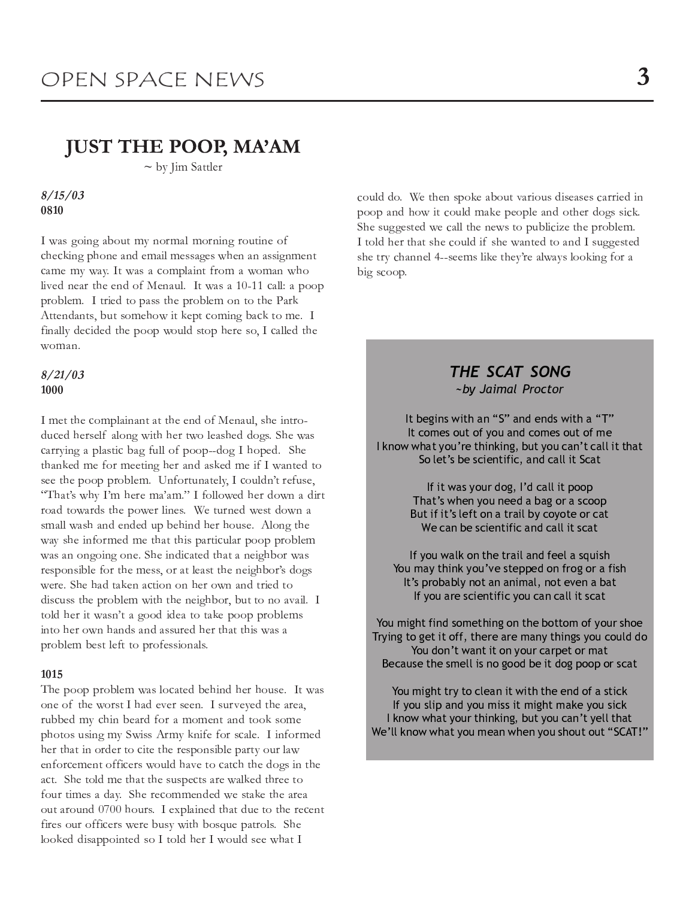# JUST THE POOP, MA'AM

~ by Jim Sattler

***8/15/03***
**0810**

I was going about my normal morning routine of checking phone and email messages when an assignment came my way. It was a complaint from a woman who lived near the end of Menaul. It was a 10-11 call: a poop problem. I tried to pass the problem on to the Park Attendants, but somehow it kept coming back to me. I finally decided the poop would stop here so, I called the woman.

***8/21/03***
**1000**

I met the complainant at the end of Menaul, she introduced herself along with her two leashed dogs. She was carrying a plastic bag full of poop--dog I hoped. She thanked me for meeting her and asked me if I wanted to see the poop problem. Unfortunately, I couldn't refuse, "That's why I'm here ma'am." I followed her down a dirt road towards the power lines. We turned west down a small wash and ended up behind her house. Along the way she informed me that this particular poop problem was an ongoing one. She indicated that a neighbor was responsible for the mess, or at least the neighbor's dogs were. She had taken action on her own and tried to discuss the problem with the neighbor, but to no avail. I told her it wasn't a good idea to take poop problems into her own hands and assured her that this was a problem best left to professionals.

**1015**
The poop problem was located behind her house. It was one of the worst I had ever seen. I surveyed the area, rubbed my chin beard for a moment and took some photos using my Swiss Army knife for scale. I informed her that in order to cite the responsible party our law enforcement officers would have to catch the dogs in the act. She told me that the suspects are walked three to four times a day. She recommended we stake the area out around 0700 hours. I explained that due to the recent fires our officers were busy with bosque patrols. She looked disappointed so I told her I would see what I could do. We then spoke about various diseases carried in poop and how it could make people and other dogs sick. She suggested we call the news to publicize the problem. I told her that she could if she wanted to and I suggested she try channel 4--seems like they're always looking for a big scoop.

## *THE SCAT SONG*

*~by Jaimal Proctor*

It begins with an "S" and ends with a "T"
It comes out of you and comes out of me
I know what you're thinking, but you can't call it that
So let's be scientific, and call it Scat

If it was your dog, I'd call it poop
That's when you need a bag or a scoop
But if it's left on a trail by coyote or cat
We can be scientific and call it scat

If you walk on the trail and feel a squish
You may think you've stepped on frog or a fish
It's probably not an animal, not even a bat
If you are scientific you can call it scat

You might find something on the bottom of your shoe
Trying to get it off, there are many things you could do
You don't want it on your carpet or mat
Because the smell is no good be it dog poop or scat

You might try to clean it with the end of a stick
If you slip and you miss it might make you sick
I know what your thinking, but you can't yell that
We'll know what you mean when you shout out "SCAT!"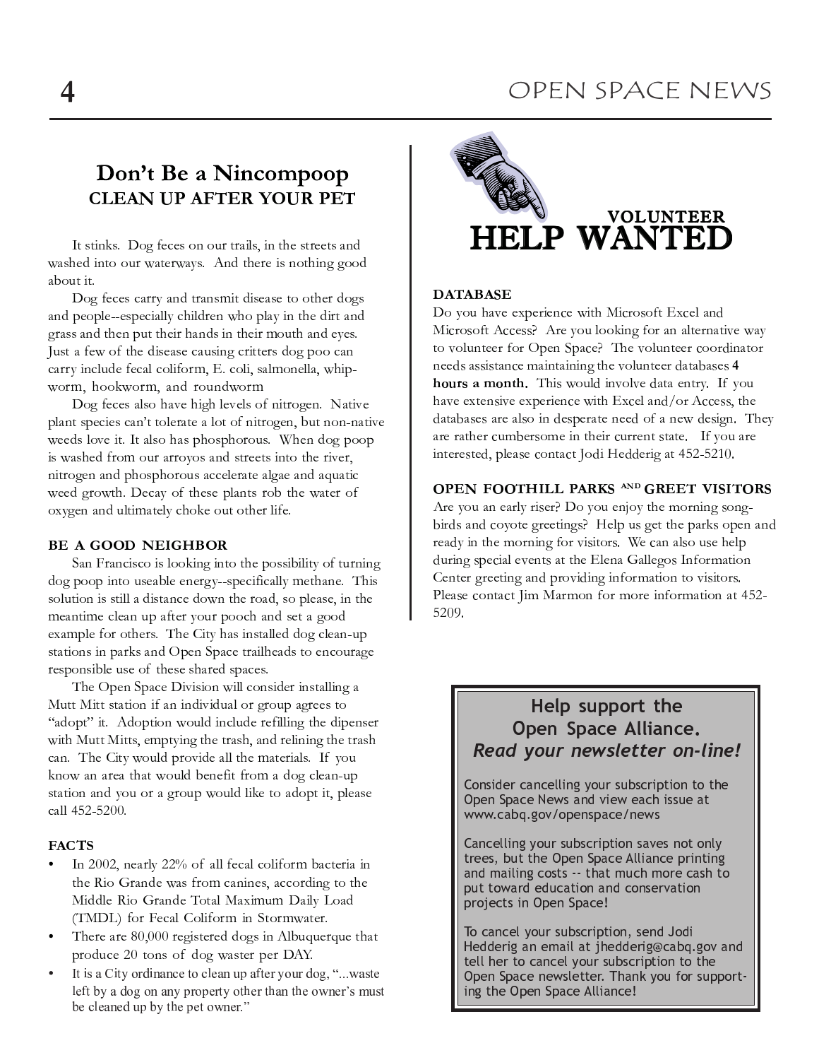## Don't Be a Nincompoop

### CLEAN UP AFTER YOUR PET

It stinks. Dog feces on our trails, in the streets and washed into our waterways. And there is nothing good about it.

Dog feces carry and transmit disease to other dogs and people--especially children who play in the dirt and grass and then put their hands in their mouth and eyes. Just a few of the disease causing critters dog poo can carry include fecal coliform, E. coli, salmonella, whipworm, hookworm, and roundworm

Dog feces also have high levels of nitrogen. Native plant species can't tolerate a lot of nitrogen, but non-native weeds love it. It also has phosphorous. When dog poop is washed from our arroyos and streets into the river, nitrogen and phosphorous accelerate algae and aquatic weed growth. Decay of these plants rob the water of oxygen and ultimately choke out other life.

**BE A GOOD NEIGHBOR**

San Francisco is looking into the possibility of turning dog poop into useable energy--specifically methane. This solution is still a distance down the road, so please, in the meantime clean up after your pooch and set a good example for others. The City has installed dog clean-up stations in parks and Open Space trailheads to encourage responsible use of these shared spaces.

The Open Space Division will consider installing a Mutt Mitt station if an individual or group agrees to "adopt" it. Adoption would include refilling the dipenser with Mutt Mitts, emptying the trash, and relining the trash can. The City would provide all the materials. If you know an area that would benefit from a dog clean-up station and you or a group would like to adopt it, please call 452-5200.

**FACTS**

- In 2002, nearly 22% of all fecal coliform bacteria in the Rio Grande was from canines, according to the Middle Rio Grande Total Maximum Daily Load (TMDL) for Fecal Coliform in Stormwater.
- There are 80,000 registered dogs in Albuquerque that produce 20 tons of dog waster per DAY.
- It is a City ordinance to clean up after your dog, "...waste left by a dog on any property other than the owner's must be cleaned up by the pet owner."

## VOLUNTEER HELP WANTED

**DATABASE**

Do you have experience with Microsoft Excel and Microsoft Access? Are you looking for an alternative way to volunteer for Open Space? The volunteer coordinator needs assistance maintaining the volunteer databases **4 hours a month.** This would involve data entry. If you have extensive experience with Excel and/or Access, the databases are also in desperate need of a new design. They are rather cumbersome in their current state. If you are interested, please contact Jodi Hedderig at 452-5210.

**OPEN FOOTHILL PARKS AND GREET VISITORS**

Are you an early riser? Do you enjoy the morning songbirds and coyote greetings? Help us get the parks open and ready in the morning for visitors. We can also use help during special events at the Elena Gallegos Information Center greeting and providing information to visitors. Please contact Jim Marmon for more information at 452-5209.

**Help support the Open Space Alliance.**
***Read your newsletter on-line!***

Consider cancelling your subscription to the Open Space News and view each issue at www.cabq.gov/openspace/news

Cancelling your subscription saves not only trees, but the Open Space Alliance printing and mailing costs -- that much more cash to put toward education and conservation projects in Open Space!

To cancel your subscription, send Jodi Hedderig an email at jhedderig@cabq.gov and tell her to cancel your subscription to the Open Space newsletter. Thank you for supporting the Open Space Alliance!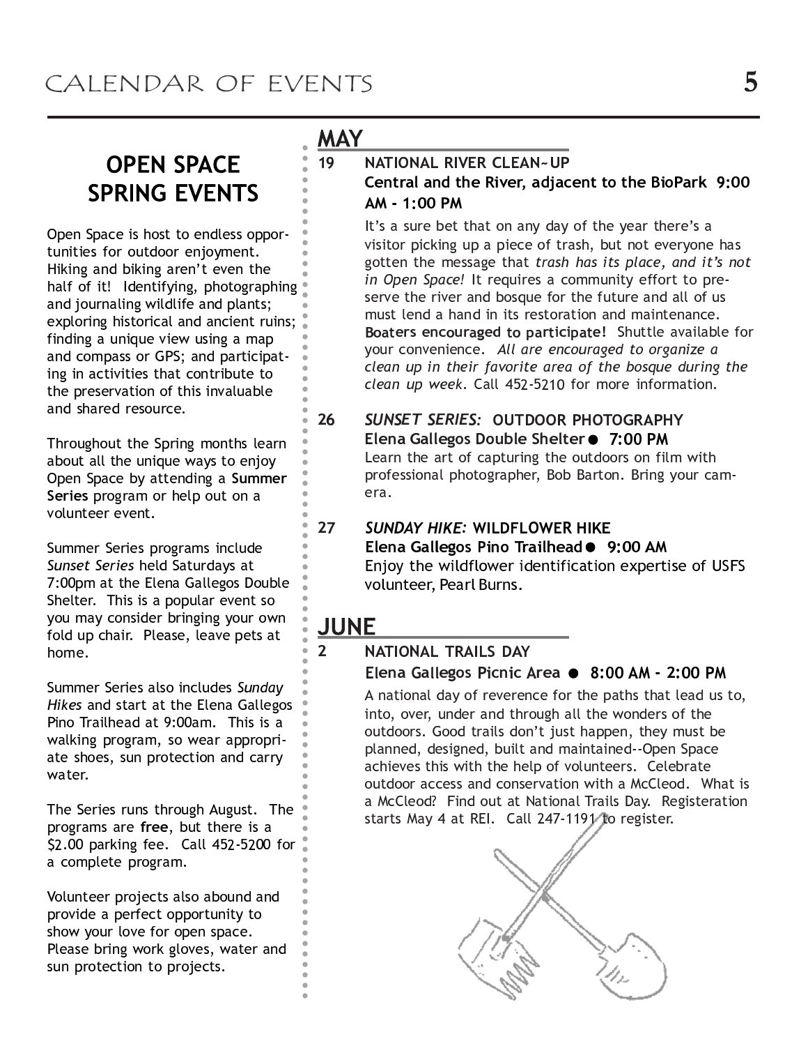# CALENDAR OF EVENTS

## OPEN SPACE SPRING EVENTS

Open Space is host to endless opportunities for outdoor enjoyment. Hiking and biking aren't even the half of it! Identifying, photographing and journaling wildlife and plants; exploring historical and ancient ruins; finding a unique view using a map and compass or GPS; and participating in activities that contribute to the preservation of this invaluable and shared resource.

Throughout the Spring months learn about all the unique ways to enjoy Open Space by attending a **Summer Series** program or help out on a volunteer event.

Summer Series programs include *Sunset Series* held Saturdays at 7:00pm at the Elena Gallegos Double Shelter. This is a popular event so you may consider bringing your own fold up chair. Please, leave pets at home.

Summer Series also includes *Sunday Hikes* and start at the Elena Gallegos Pino Trailhead at 9:00am. This is a walking program, so wear appropriate shoes, sun protection and carry water.

The Series runs through August. The programs are **free**, but there is a $2.00 parking fee. Call 452-5200 for a complete program.

Volunteer projects also abound and provide a perfect opportunity to show your love for open space. Please bring work gloves, water and sun protection to projects.

## MAY

**19 NATIONAL RIVER CLEAN~UP**
**Central and the River, adjacent to the BioPark 9:00 AM - 1:00 PM**

It's a sure bet that on any day of the year there's a visitor picking up a piece of trash, but not everyone has gotten the message that *trash has its place, and it's not in Open Space!* It requires a community effort to preserve the river and bosque for the future and all of us must lend a hand in its restoration and maintenance. **Boaters encouraged to participate!** Shuttle available for your convenience. *All are encouraged to organize a clean up in their favorite area of the bosque during the clean up week.* Call 452-5210 for more information.

**26 *SUNSET SERIES:* OUTDOOR PHOTOGRAPHY**
**Elena Gallegos Double Shelter ● 7:00 PM**

Learn the art of capturing the outdoors on film with professional photographer, Bob Barton. Bring your camera.

**27 *SUNDAY HIKE:* WILDFLOWER HIKE**
**Elena Gallegos Pino Trailhead ● 9:00 AM**

Enjoy the wildflower identification expertise of USFS volunteer, Pearl Burns.

## JUNE

**2 NATIONAL TRAILS DAY**
**Elena Gallegos Picnic Area ● 8:00 AM - 2:00 PM**

A national day of reverence for the paths that lead us to, into, over, under and through all the wonders of the outdoors. Good trails don't just happen, they must be planned, designed, built and maintained--Open Space achieves this with the help of volunteers. Celebrate outdoor access and conservation with a McCleod. What is a McCleod? Find out at National Trails Day. Registeration starts May 4 at REI. Call 247-1191 to register.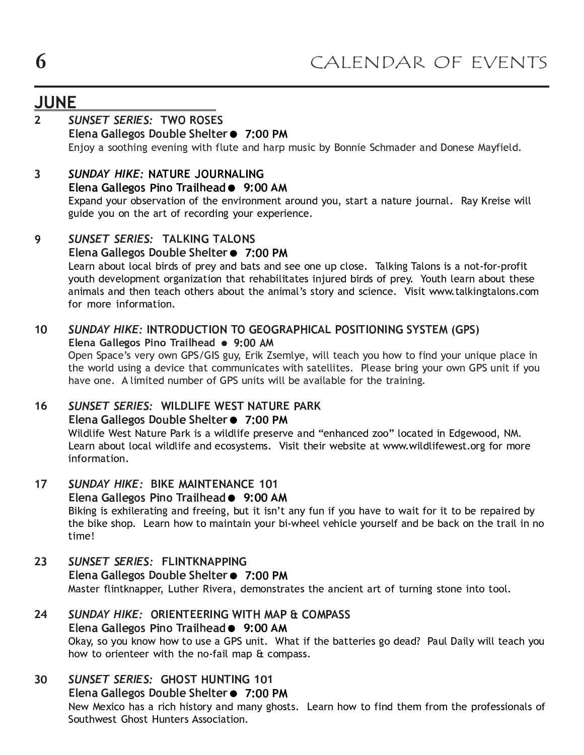## JUNE

**2** *SUNSET SERIES:* **TWO ROSES**
**Elena Gallegos Double Shelter ● 7:00 PM**
Enjoy a soothing evening with flute and harp music by Bonnie Schmader and Donese Mayfield.

**3** *SUNDAY HIKE:* **NATURE JOURNALING**
**Elena Gallegos Pino Trailhead ● 9:00 AM**
Expand your observation of the environment around you, start a nature journal. Ray Kreise will guide you on the art of recording your experience.

**9** *SUNSET SERIES:* **TALKING TALONS**
**Elena Gallegos Double Shelter ● 7:00 PM**
Learn about local birds of prey and bats and see one up close. Talking Talons is a not-for-profit youth development organization that rehabilitates injured birds of prey. Youth learn about these animals and then teach others about the animal's story and science. Visit www.talkingtalons.com for more information.

**10** *SUNDAY HIKE:* **INTRODUCTION TO GEOGRAPHICAL POSITIONING SYSTEM (GPS)**
**Elena Gallegos Pino Trailhead ● 9:00 AM**
Open Space's very own GPS/GIS guy, Erik Zsemlye, will teach you how to find your unique place in the world using a device that communicates with satellites. Please bring your own GPS unit if you have one. A limited number of GPS units will be available for the training.

**16** *SUNSET SERIES:* **WILDLIFE WEST NATURE PARK**
**Elena Gallegos Double Shelter ● 7:00 PM**
Wildlife West Nature Park is a wildlife preserve and "enhanced zoo" located in Edgewood, NM. Learn about local wildlife and ecosystems. Visit their website at www.wildlifewest.org for more information.

**17** *SUNDAY HIKE:* **BIKE MAINTENANCE 101**
**Elena Gallegos Pino Trailhead ● 9:00 AM**
Biking is exhilerating and freeing, but it isn't any fun if you have to wait for it to be repaired by the bike shop. Learn how to maintain your bi-wheel vehicle yourself and be back on the trail in no time!

**23** *SUNSET SERIES:* **FLINTKNAPPING**
**Elena Gallegos Double Shelter ● 7:00 PM**
Master flintknapper, Luther Rivera, demonstrates the ancient art of turning stone into tool.

**24** *SUNDAY HIKE:* **ORIENTEERING WITH MAP & COMPASS**
**Elena Gallegos Pino Trailhead ● 9:00 AM**
Okay, so you know how to use a GPS unit. What if the batteries go dead? Paul Daily will teach you how to orienteer with the no-fail map & compass.

**30** *SUNSET SERIES:* **GHOST HUNTING 101**
**Elena Gallegos Double Shelter ● 7:00 PM**
New Mexico has a rich history and many ghosts. Learn how to find them from the professionals of Southwest Ghost Hunters Association.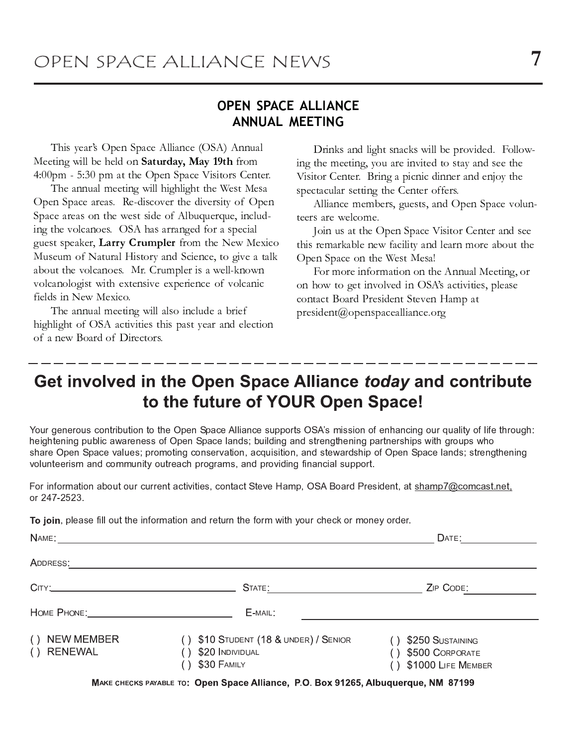## OPEN SPACE ALLIANCE ANNUAL MEETING

This year's Open Space Alliance (OSA) Annual Meeting will be held on **Saturday, May 19th** from 4:00pm - 5:30 pm at the Open Space Visitors Center.

The annual meeting will highlight the West Mesa Open Space areas. Re-discover the diversity of Open Space areas on the west side of Albuquerque, including the volcanoes. OSA has arranged for a special guest speaker, **Larry Crumpler** from the New Mexico Museum of Natural History and Science, to give a talk about the volcanoes. Mr. Crumpler is a well-known volcanologist with extensive experience of volcanic fields in New Mexico.

The annual meeting will also include a brief highlight of OSA activities this past year and election of a new Board of Directors.

Drinks and light snacks will be provided. Following the meeting, you are invited to stay and see the Visitor Center. Bring a picnic dinner and enjoy the spectacular setting the Center offers.

Alliance members, guests, and Open Space volunteers are welcome.

Join us at the Open Space Visitor Center and see this remarkable new facility and learn more about the Open Space on the West Mesa!

For more information on the Annual Meeting, or on how to get involved in OSA's activities, please contact Board President Steven Hamp at president@openspacealliance.org

---

# Get involved in the Open Space Alliance *today* and contribute to the future of YOUR Open Space!

Your generous contribution to the Open Space Alliance supports OSA's mission of enhancing our quality of life through: heightening public awareness of Open Space lands; building and strengthening partnerships with groups who share Open Space values; promoting conservation, acquisition, and stewardship of Open Space lands; strengthening volunteerism and community outreach programs, and providing financial support.

For information about our current activities, contact Steve Hamp, OSA Board President, at shamp7@comcast.net, or 247-2523.

**To join**, please fill out the information and return the form with your check or money order.

Name: ______________________________ Date: __________

Address: ______________________________

City: ______________ State: ______________ Zip Code: __________

Home Phone: ______________ E-mail: ______________

( ) NEW MEMBER
( ) RENEWAL

( ) $10 Student (18 & under) / Senior
( ) $20 Individual
( ) $30 Family

( ) $250 Sustaining
( ) $500 Corporate
( ) $1000 Life Member

**Make checks payable to: Open Space Alliance, P.O. Box 91265, Albuquerque, NM 87199**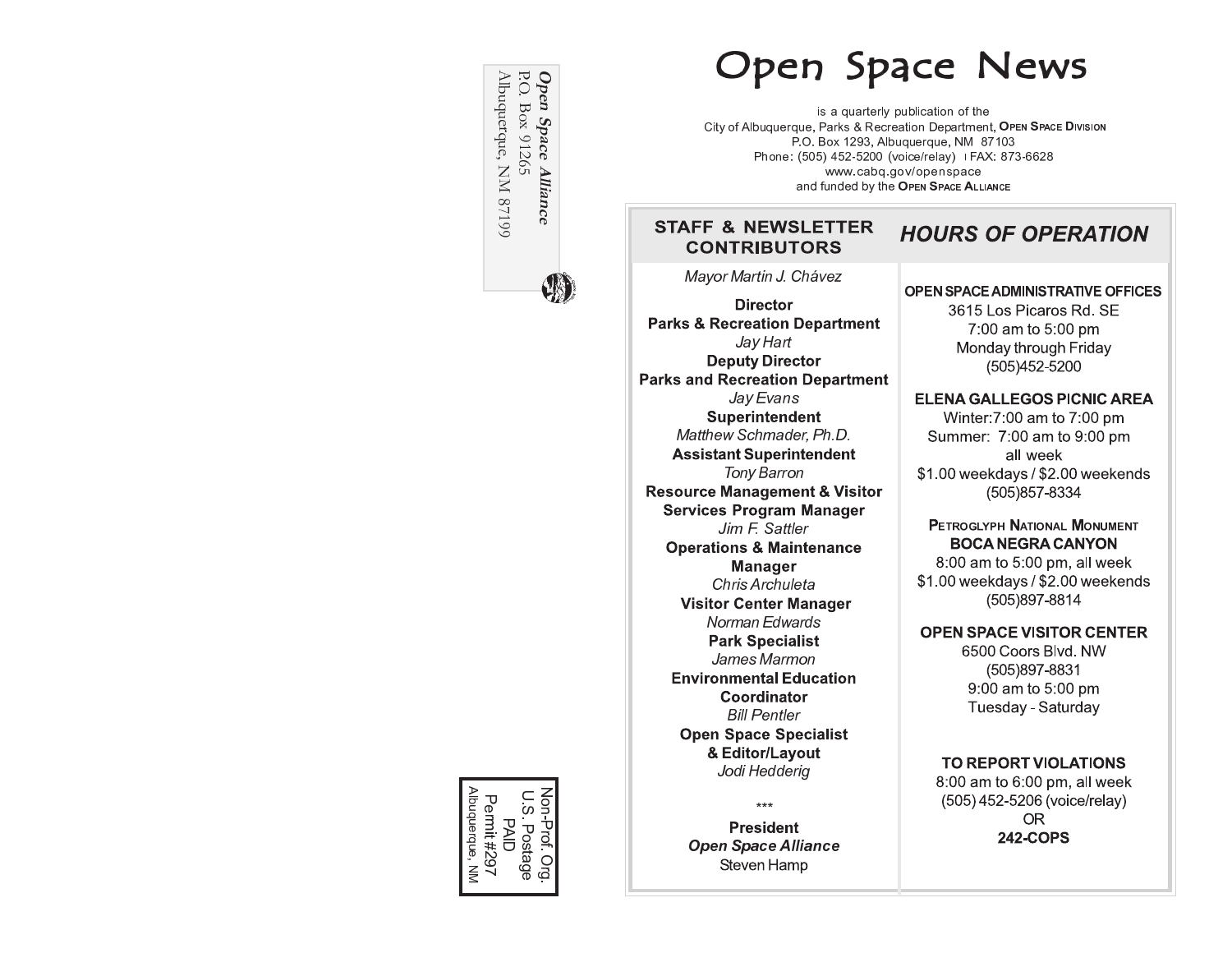Open Space Alliance
P.O. Box 91265
Albuquerque, NM 87199

Non-Prof. Org.
U.S. Postage
PAID
Permit #297
Albuquerque, NM

# Open Space News

is a quarterly publication of the
City of Albuquerque, Parks & Recreation Department, **Open Space Division**
P.O. Box 1293, Albuquerque, NM 87103
Phone: (505) 452-5200 (voice/relay) | FAX: 873-6628
www.cabq.gov/openspace
and funded by the **Open Space Alliance**

## STAFF & NEWSLETTER CONTRIBUTORS

*Mayor Martin J. Chávez*

**Director**
**Parks & Recreation Department**
*Jay Hart*

**Deputy Director**
**Parks and Recreation Department**
*Jay Evans*

**Superintendent**
*Matthew Schmader, Ph.D.*

**Assistant Superintendent**
*Tony Barron*

**Resource Management & Visitor Services Program Manager**
*Jim F. Sattler*

**Operations & Maintenance Manager**
*Chris Archuleta*

**Visitor Center Manager**
*Norman Edwards*

**Park Specialist**
*James Marmon*

**Environmental Education Coordinator**
*Bill Pentler*

**Open Space Specialist & Editor/Layout**
*Jodi Hedderig*

\*\*\*

**President**
***Open Space Alliance***
Steven Hamp

## HOURS OF OPERATION

**OPEN SPACE ADMINISTRATIVE OFFICES**
3615 Los Picaros Rd. SE
7:00 am to 5:00 pm
Monday through Friday
(505)452-5200

**ELENA GALLEGOS PICNIC AREA**
Winter:7:00 am to 7:00 pm
Summer: 7:00 am to 9:00 pm
all week
$1.00 weekdays / $2.00 weekends
(505)857-8334

**Petroglyph National Monument**
**BOCA NEGRA CANYON**
8:00 am to 5:00 pm, all week
$1.00 weekdays / $2.00 weekends
(505)897-8814

**OPEN SPACE VISITOR CENTER**
6500 Coors Blvd. NW
(505)897-8831
9:00 am to 5:00 pm
Tuesday - Saturday

**TO REPORT VIOLATIONS**
8:00 am to 6:00 pm, all week
(505) 452-5206 (voice/relay)
OR
**242-COPS**